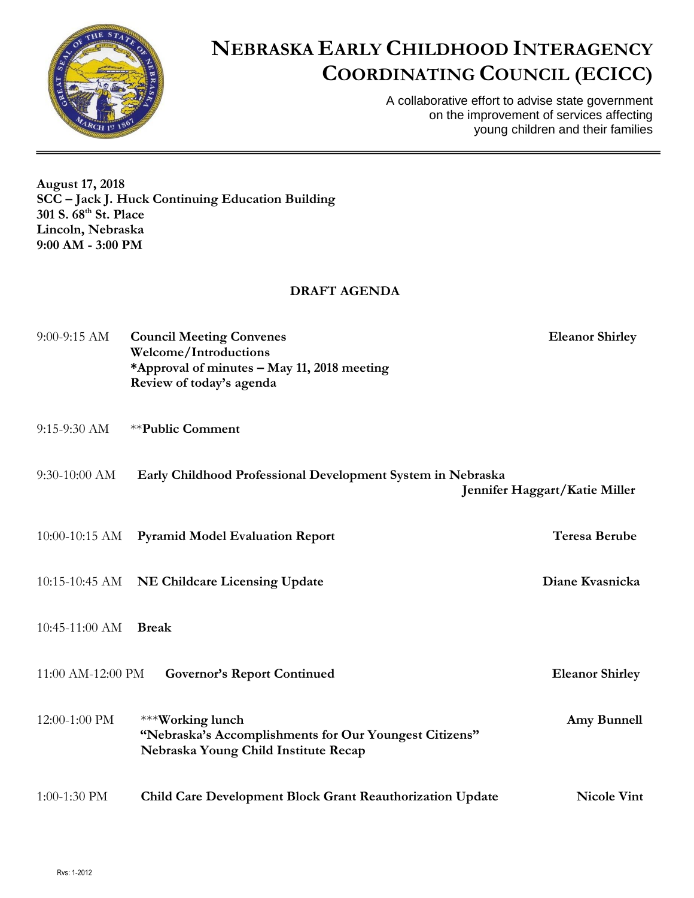# NEBRASKA EARLY CHILDHOOD INTERAGENCY COORDINATING COUNCIL (ECICC)

A collaborative effort to advise state government on the improvement of services affecting young children and their families

---

**August 17, 2018**
**SCC – Jack J. Huck Continuing Education Building**
**301 S. 68th St. Place**
**Lincoln, Nebraska**
**9:00 AM - 3:00 PM**

**DRAFT AGENDA**

| Time | Item | Presenter |
|---|---|---|
| 9:00-9:15 AM | **Council Meeting Convenes**<br>**Welcome/Introductions**<br>**\*Approval of minutes – May 11, 2018 meeting**<br>**Review of today's agenda** | **Eleanor Shirley** |
| 9:15-9:30 AM | **Public Comment | |
| 9:30-10:00 AM | **Early Childhood Professional Development System in Nebraska** | **Jennifer Haggart/Katie Miller** |
| 10:00-10:15 AM | **Pyramid Model Evaluation Report** | **Teresa Berube** |
| 10:15-10:45 AM | **NE Childcare Licensing Update** | **Diane Kvasnicka** |
| 10:45-11:00 AM | **Break** | |
| 11:00 AM-12:00 PM | **Governor's Report Continued** | **Eleanor Shirley** |
| 12:00-1:00 PM | ***Working lunch<br>**"Nebraska's Accomplishments for Our Youngest Citizens"**<br>**Nebraska Young Child Institute Recap** | **Amy Bunnell** |
| 1:00-1:30 PM | **Child Care Development Block Grant Reauthorization Update** | **Nicole Vint** |

Rvs: 1-2012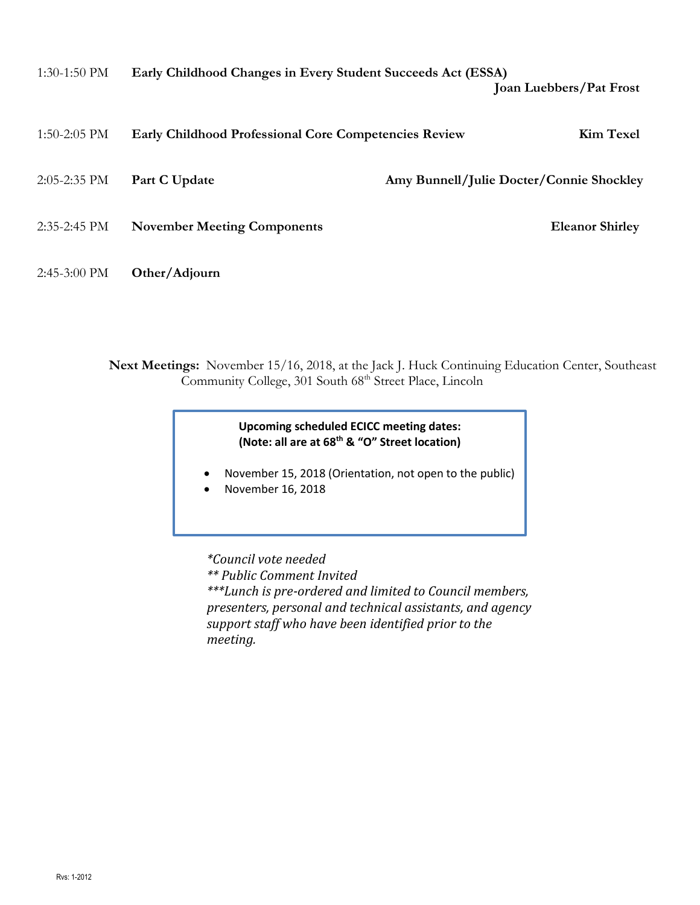| | | |
|---|---|---|
| 1:30-1:50 PM | **Early Childhood Changes in Every Student Succeeds Act (ESSA)** | **Joan Luebbers/Pat Frost** |
| 1:50-2:05 PM | **Early Childhood Professional Core Competencies Review** | **Kim Texel** |
| 2:05-2:35 PM | **Part C Update** | **Amy Bunnell/Julie Docter/Connie Shockley** |
| 2:35-2:45 PM | **November Meeting Components** | **Eleanor Shirley** |
| 2:45-3:00 PM | **Other/Adjourn** | |

**Next Meetings:** November 15/16, 2018, at the Jack J. Huck Continuing Education Center, Southeast Community College, 301 South 68th Street Place, Lincoln

**Upcoming scheduled ECICC meeting dates:**
**(Note: all are at 68th & "O" Street location)**

- November 15, 2018 (Orientation, not open to the public)
- November 16, 2018

*\*Council vote needed*
*\*\* Public Comment Invited*
*\*\*\*Lunch is pre-ordered and limited to Council members, presenters, personal and technical assistants, and agency support staff who have been identified prior to the meeting.*

Rvs: 1-2012